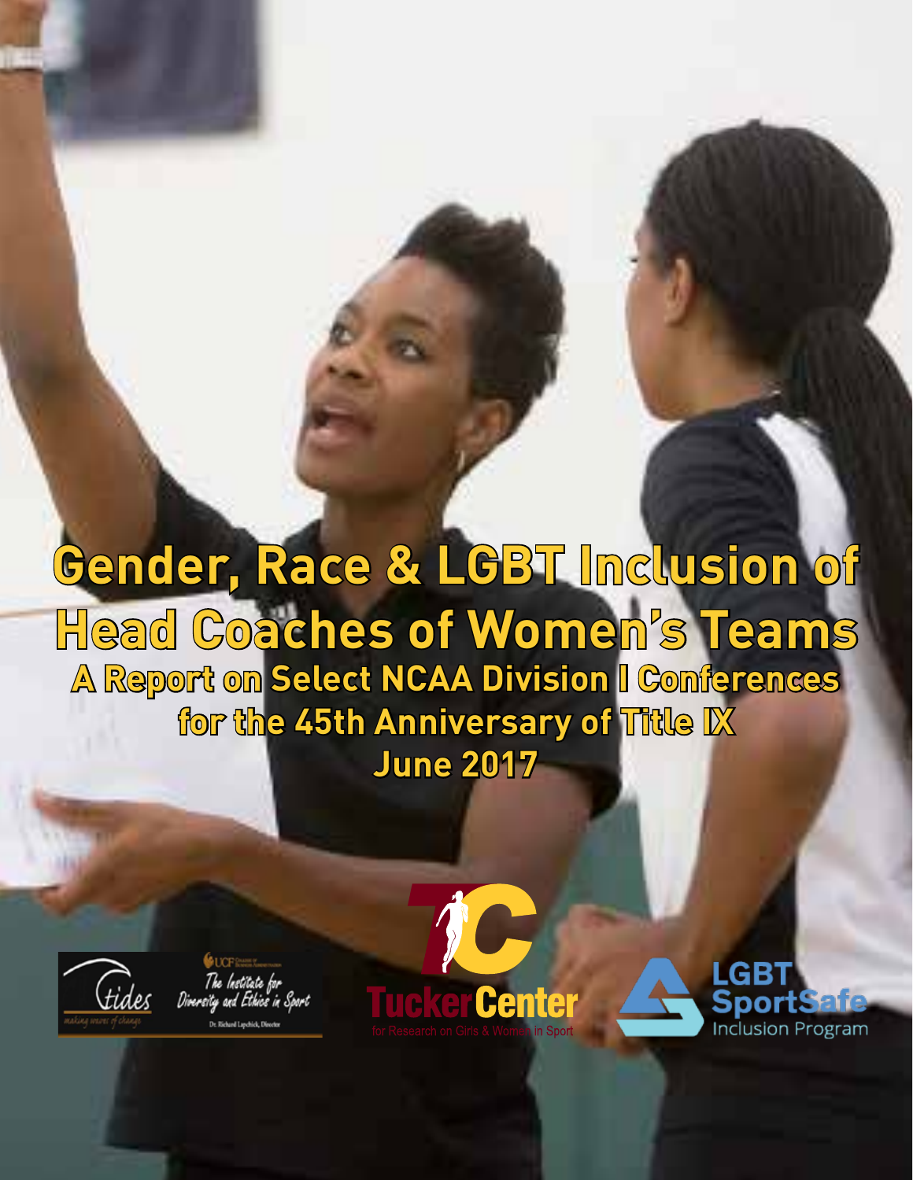# Gender, Race & LGBT Inclusion of Head Coaches of Women's Teams

## A Report on Select NCAA Division I Conferences for the 45th Anniversary of Title IX

## June 2017

Tides — making waves of change

UCF College of Business Administration — The Institute for Diversity and Ethics in Sport — Dr. Richard Lapchick, Director

Tucker Center for Research on Girls & Women in Sport

LGBT SportSafe Inclusion Program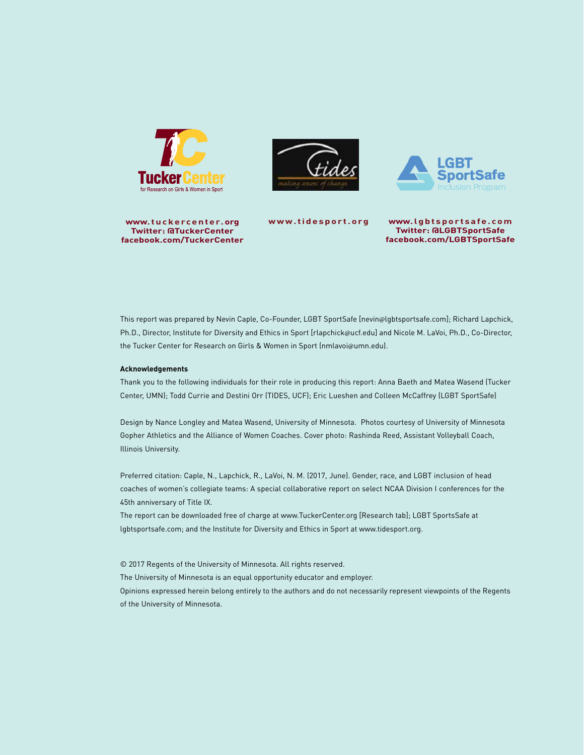www.tuckercenter.org
Twitter: @TuckerCenter
facebook.com/TuckerCenter

www.tidesport.org

www.lgbtsportsafe.com
Twitter: @LGBTSportSafe
facebook.com/LGBTSportSafe

This report was prepared by Nevin Caple, Co-Founder, LGBT SportSafe [nevin@lgbtsportsafe.com]; Richard Lapchick, Ph.D., Director, Institute for Diversity and Ethics in Sport [rlapchick@ucf.edu] and Nicole M. LaVoi, Ph.D., Co-Director, the Tucker Center for Research on Girls & Women in Sport (nmlavoi@umn.edu).

**Acknowledgements**

Thank you to the following individuals for their role in producing this report: Anna Baeth and Matea Wasend (Tucker Center, UMN); Todd Currie and Destini Orr (TIDES, UCF); Eric Lueshen and Colleen McCaffrey (LGBT SportSafe)

Design by Nance Longley and Matea Wasend, University of Minnesota. Photos courtesy of University of Minnesota Gopher Athletics and the Alliance of Women Coaches. Cover photo: Rashinda Reed, Assistant Volleyball Coach, Illinois University.

Preferred citation: Caple, N., Lapchick, R., LaVoi, N. M. (2017, June). Gender, race, and LGBT inclusion of head coaches of women's collegiate teams: A special collaborative report on select NCAA Division I conferences for the 45th anniversary of Title IX.

The report can be downloaded free of charge at www.TuckerCenter.org [Research tab]; LGBT SportsSafe at lgbtsportsafe.com; and the Institute for Diversity and Ethics in Sport at www.tidesport.org.

© 2017 Regents of the University of Minnesota. All rights reserved.
The University of Minnesota is an equal opportunity educator and employer.
Opinions expressed herein belong entirely to the authors and do not necessarily represent viewpoints of the Regents of the University of Minnesota.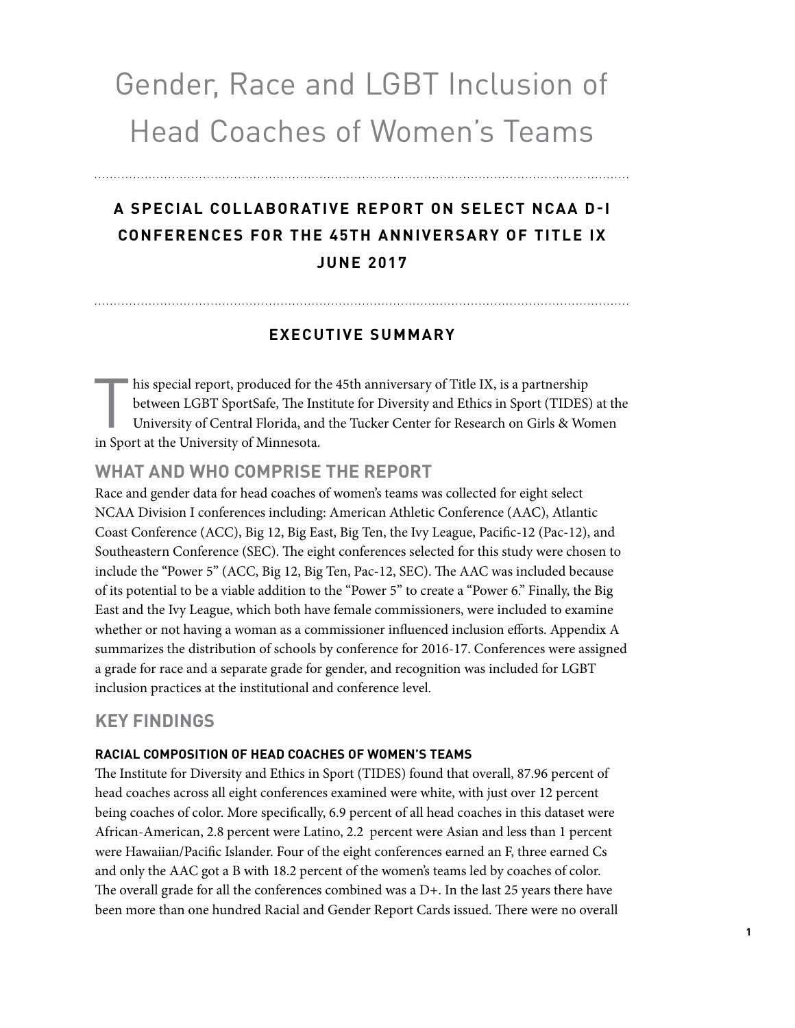# Gender, Race and LGBT Inclusion of Head Coaches of Women's Teams

**A SPECIAL COLLABORATIVE REPORT ON SELECT NCAA D-I CONFERENCES FOR THE 45TH ANNIVERSARY OF TITLE IX**
**JUNE 2017**

## EXECUTIVE SUMMARY

This special report, produced for the 45th anniversary of Title IX, is a partnership between LGBT SportSafe, The Institute for Diversity and Ethics in Sport (TIDES) at the University of Central Florida, and the Tucker Center for Research on Girls & Women in Sport at the University of Minnesota.

## WHAT AND WHO COMPRISE THE REPORT

Race and gender data for head coaches of women's teams was collected for eight select NCAA Division I conferences including: American Athletic Conference (AAC), Atlantic Coast Conference (ACC), Big 12, Big East, Big Ten, the Ivy League, Pacific-12 (Pac-12), and Southeastern Conference (SEC). The eight conferences selected for this study were chosen to include the "Power 5" (ACC, Big 12, Big Ten, Pac-12, SEC). The AAC was included because of its potential to be a viable addition to the "Power 5" to create a "Power 6." Finally, the Big East and the Ivy League, which both have female commissioners, were included to examine whether or not having a woman as a commissioner influenced inclusion efforts. Appendix A summarizes the distribution of schools by conference for 2016-17. Conferences were assigned a grade for race and a separate grade for gender, and recognition was included for LGBT inclusion practices at the institutional and conference level.

## KEY FINDINGS

### RACIAL COMPOSITION OF HEAD COACHES OF WOMEN'S TEAMS

The Institute for Diversity and Ethics in Sport (TIDES) found that overall, 87.96 percent of head coaches across all eight conferences examined were white, with just over 12 percent being coaches of color. More specifically, 6.9 percent of all head coaches in this dataset were African-American, 2.8 percent were Latino, 2.2 percent were Asian and less than 1 percent were Hawaiian/Pacific Islander. Four of the eight conferences earned an F, three earned Cs and only the AAC got a B with 18.2 percent of the women's teams led by coaches of color. The overall grade for all the conferences combined was a D+. In the last 25 years there have been more than one hundred Racial and Gender Report Cards issued. There were no overall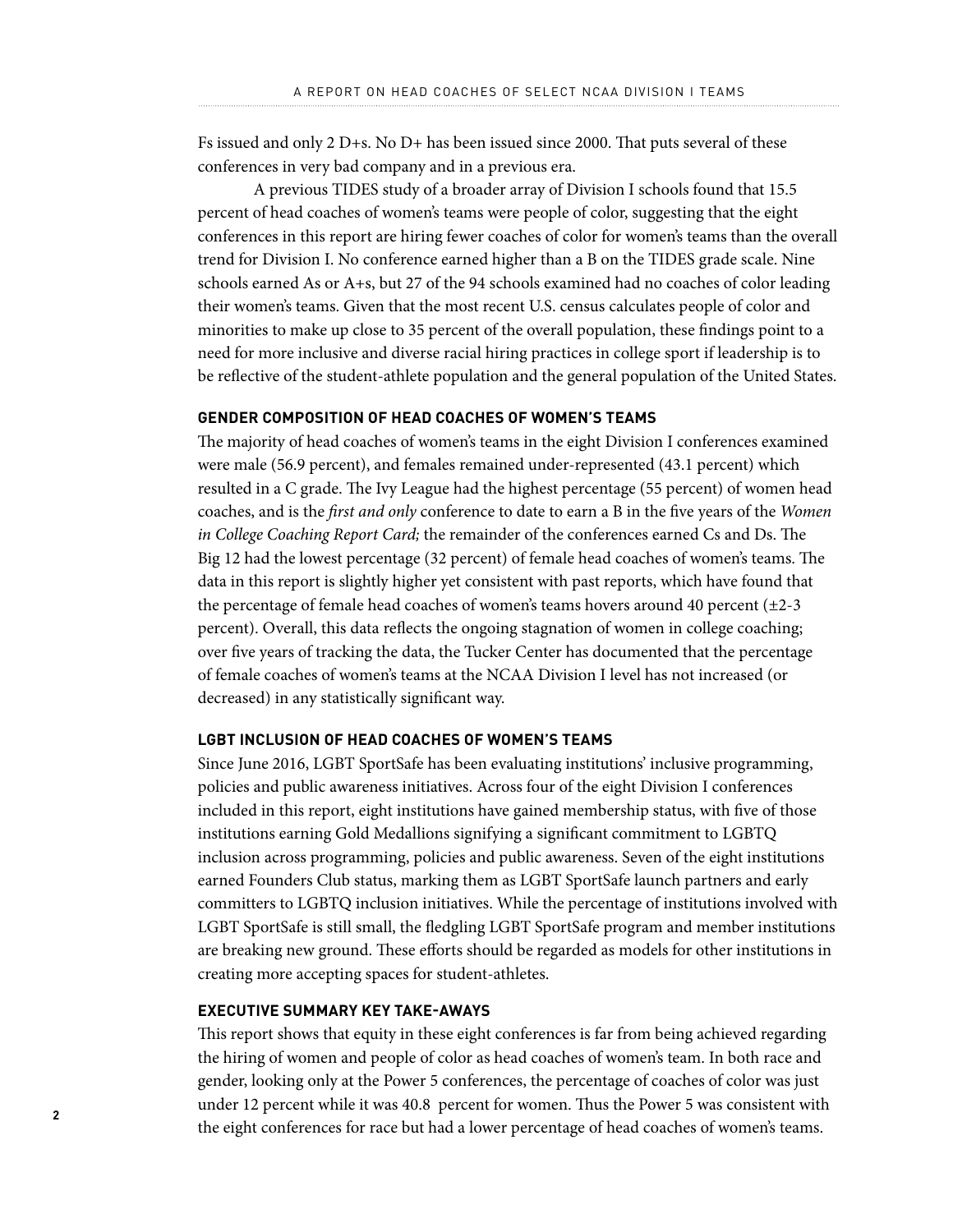Fs issued and only 2 D+s. No D+ has been issued since 2000. That puts several of these conferences in very bad company and in a previous era.

A previous TIDES study of a broader array of Division I schools found that 15.5 percent of head coaches of women's teams were people of color, suggesting that the eight conferences in this report are hiring fewer coaches of color for women's teams than the overall trend for Division I. No conference earned higher than a B on the TIDES grade scale. Nine schools earned As or A+s, but 27 of the 94 schools examined had no coaches of color leading their women's teams. Given that the most recent U.S. census calculates people of color and minorities to make up close to 35 percent of the overall population, these findings point to a need for more inclusive and diverse racial hiring practices in college sport if leadership is to be reflective of the student-athlete population and the general population of the United States.

## GENDER COMPOSITION OF HEAD COACHES OF WOMEN'S TEAMS

The majority of head coaches of women's teams in the eight Division I conferences examined were male (56.9 percent), and females remained under-represented (43.1 percent) which resulted in a C grade. The Ivy League had the highest percentage (55 percent) of women head coaches, and is the *first and only* conference to date to earn a B in the five years of the *Women in College Coaching Report Card;* the remainder of the conferences earned Cs and Ds. The Big 12 had the lowest percentage (32 percent) of female head coaches of women's teams. The data in this report is slightly higher yet consistent with past reports, which have found that the percentage of female head coaches of women's teams hovers around 40 percent (±2-3 percent). Overall, this data reflects the ongoing stagnation of women in college coaching; over five years of tracking the data, the Tucker Center has documented that the percentage of female coaches of women's teams at the NCAA Division I level has not increased (or decreased) in any statistically significant way.

## LGBT INCLUSION OF HEAD COACHES OF WOMEN'S TEAMS

Since June 2016, LGBT SportSafe has been evaluating institutions' inclusive programming, policies and public awareness initiatives. Across four of the eight Division I conferences included in this report, eight institutions have gained membership status, with five of those institutions earning Gold Medallions signifying a significant commitment to LGBTQ inclusion across programming, policies and public awareness. Seven of the eight institutions earned Founders Club status, marking them as LGBT SportSafe launch partners and early committers to LGBTQ inclusion initiatives. While the percentage of institutions involved with LGBT SportSafe is still small, the fledgling LGBT SportSafe program and member institutions are breaking new ground. These efforts should be regarded as models for other institutions in creating more accepting spaces for student-athletes.

## EXECUTIVE SUMMARY KEY TAKE-AWAYS

This report shows that equity in these eight conferences is far from being achieved regarding the hiring of women and people of color as head coaches of women's team. In both race and gender, looking only at the Power 5 conferences, the percentage of coaches of color was just under 12 percent while it was 40.8 percent for women. Thus the Power 5 was consistent with the eight conferences for race but had a lower percentage of head coaches of women's teams.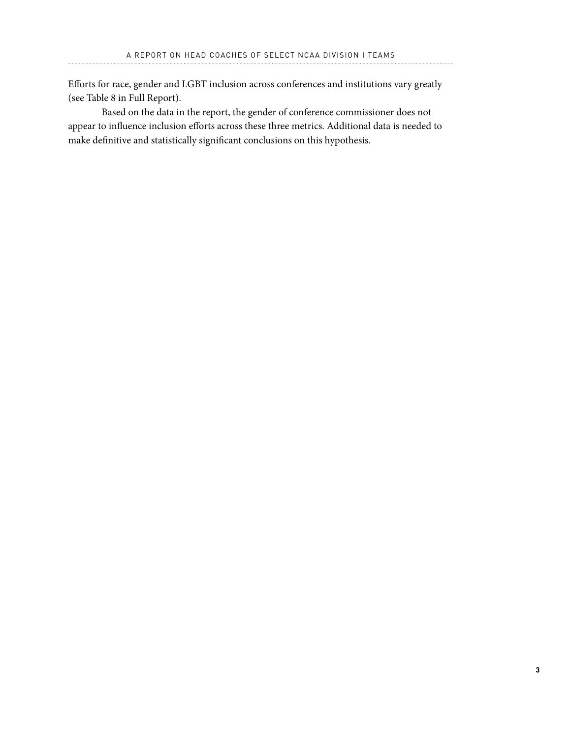Efforts for race, gender and LGBT inclusion across conferences and institutions vary greatly (see Table 8 in Full Report).

Based on the data in the report, the gender of conference commissioner does not appear to influence inclusion efforts across these three metrics. Additional data is needed to make definitive and statistically significant conclusions on this hypothesis.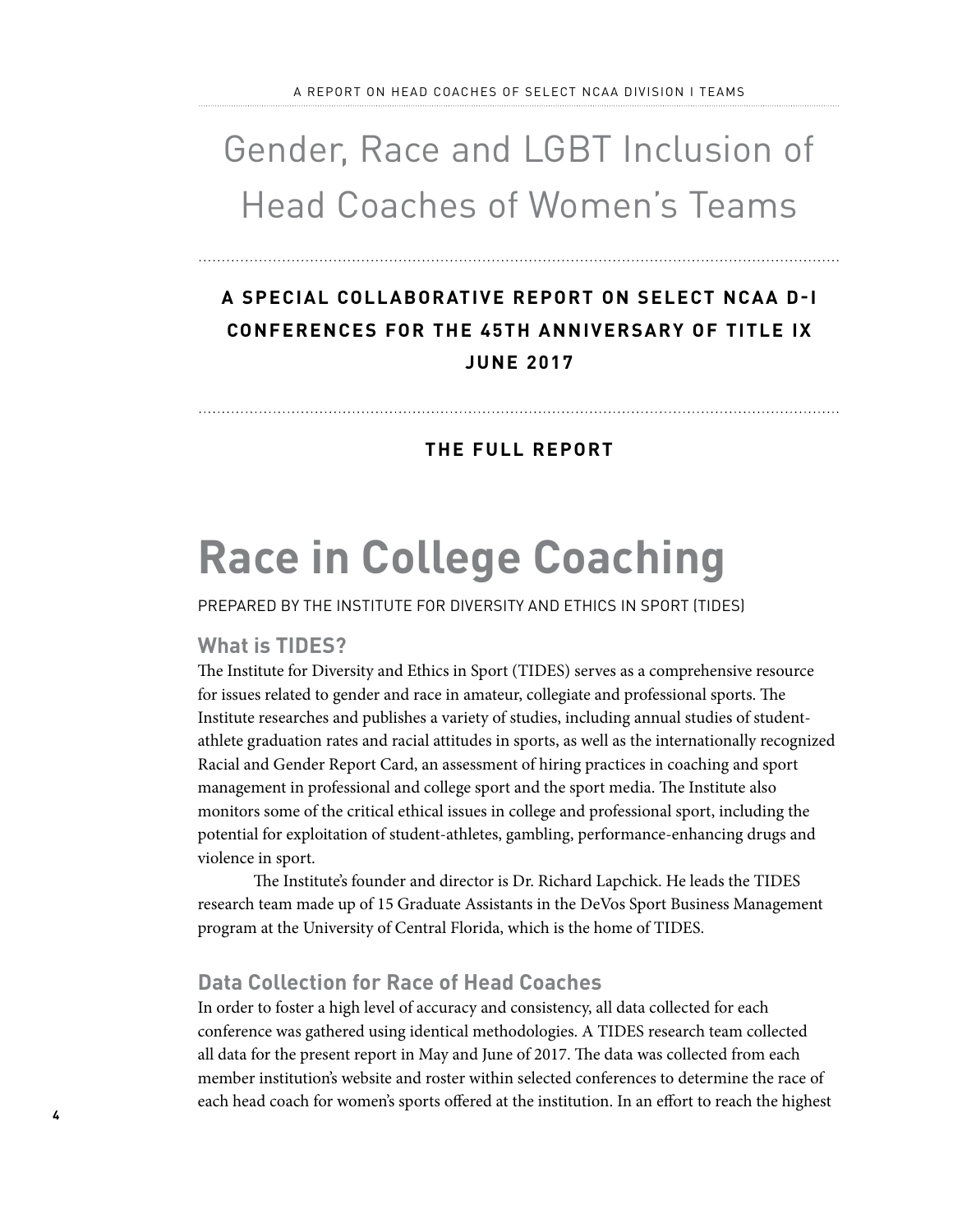# Gender, Race and LGBT Inclusion of Head Coaches of Women's Teams

**A SPECIAL COLLABORATIVE REPORT ON SELECT NCAA D-I CONFERENCES FOR THE 45TH ANNIVERSARY OF TITLE IX JUNE 2017**

**THE FULL REPORT**

# Race in College Coaching

PREPARED BY THE INSTITUTE FOR DIVERSITY AND ETHICS IN SPORT (TIDES)

## What is TIDES?

The Institute for Diversity and Ethics in Sport (TIDES) serves as a comprehensive resource for issues related to gender and race in amateur, collegiate and professional sports. The Institute researches and publishes a variety of studies, including annual studies of student-athlete graduation rates and racial attitudes in sports, as well as the internationally recognized Racial and Gender Report Card, an assessment of hiring practices in coaching and sport management in professional and college sport and the sport media. The Institute also monitors some of the critical ethical issues in college and professional sport, including the potential for exploitation of student-athletes, gambling, performance-enhancing drugs and violence in sport.

The Institute's founder and director is Dr. Richard Lapchick. He leads the TIDES research team made up of 15 Graduate Assistants in the DeVos Sport Business Management program at the University of Central Florida, which is the home of TIDES.

## Data Collection for Race of Head Coaches

In order to foster a high level of accuracy and consistency, all data collected for each conference was gathered using identical methodologies. A TIDES research team collected all data for the present report in May and June of 2017. The data was collected from each member institution's website and roster within selected conferences to determine the race of each head coach for women's sports offered at the institution. In an effort to reach the highest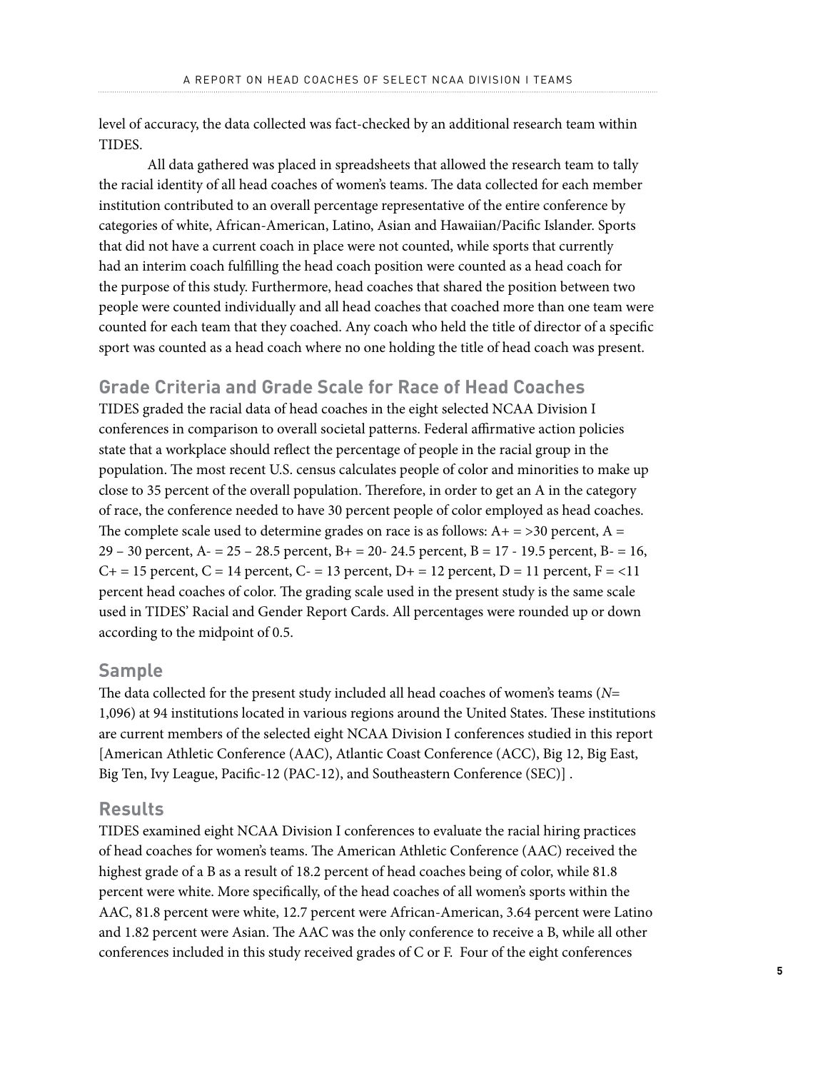level of accuracy, the data collected was fact-checked by an additional research team within TIDES.

All data gathered was placed in spreadsheets that allowed the research team to tally the racial identity of all head coaches of women's teams. The data collected for each member institution contributed to an overall percentage representative of the entire conference by categories of white, African-American, Latino, Asian and Hawaiian/Pacific Islander. Sports that did not have a current coach in place were not counted, while sports that currently had an interim coach fulfilling the head coach position were counted as a head coach for the purpose of this study. Furthermore, head coaches that shared the position between two people were counted individually and all head coaches that coached more than one team were counted for each team that they coached. Any coach who held the title of director of a specific sport was counted as a head coach where no one holding the title of head coach was present.

## Grade Criteria and Grade Scale for Race of Head Coaches

TIDES graded the racial data of head coaches in the eight selected NCAA Division I conferences in comparison to overall societal patterns. Federal affirmative action policies state that a workplace should reflect the percentage of people in the racial group in the population. The most recent U.S. census calculates people of color and minorities to make up close to 35 percent of the overall population. Therefore, in order to get an A in the category of race, the conference needed to have 30 percent people of color employed as head coaches. The complete scale used to determine grades on race is as follows: A+ = >30 percent, A = 29 – 30 percent, A- = 25 – 28.5 percent, B+ = 20- 24.5 percent, B = 17 - 19.5 percent, B- = 16, C+ = 15 percent, C = 14 percent, C- = 13 percent, D+ = 12 percent, D = 11 percent, F = <11 percent head coaches of color. The grading scale used in the present study is the same scale used in TIDES' Racial and Gender Report Cards. All percentages were rounded up or down according to the midpoint of 0.5.

## Sample

The data collected for the present study included all head coaches of women's teams (*N*= 1,096) at 94 institutions located in various regions around the United States. These institutions are current members of the selected eight NCAA Division I conferences studied in this report [American Athletic Conference (AAC), Atlantic Coast Conference (ACC), Big 12, Big East, Big Ten, Ivy League, Pacific-12 (PAC-12), and Southeastern Conference (SEC)] .

## Results

TIDES examined eight NCAA Division I conferences to evaluate the racial hiring practices of head coaches for women's teams. The American Athletic Conference (AAC) received the highest grade of a B as a result of 18.2 percent of head coaches being of color, while 81.8 percent were white. More specifically, of the head coaches of all women's sports within the AAC, 81.8 percent were white, 12.7 percent were African-American, 3.64 percent were Latino and 1.82 percent were Asian. The AAC was the only conference to receive a B, while all other conferences included in this study received grades of C or F. Four of the eight conferences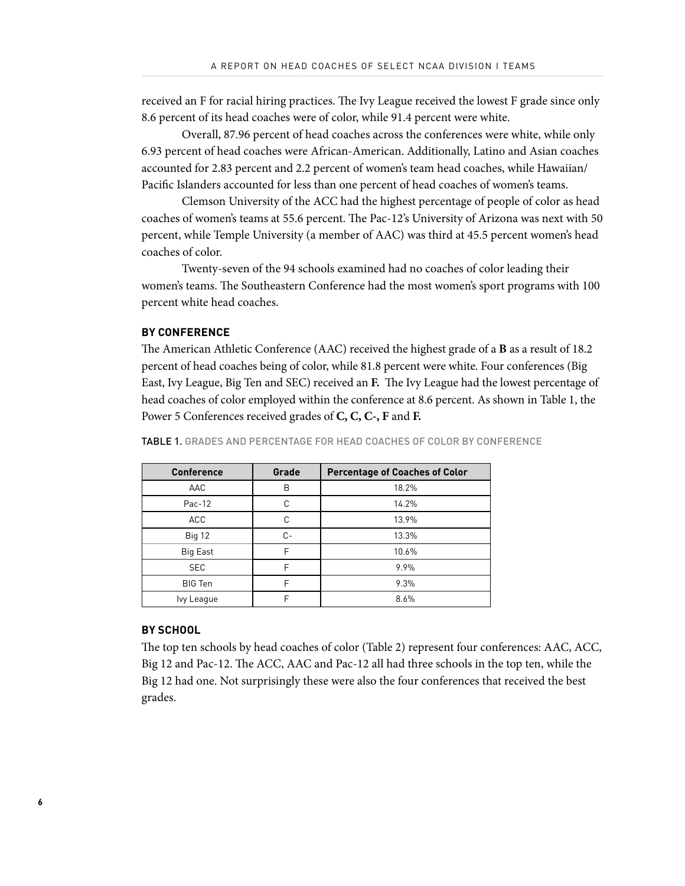received an F for racial hiring practices. The Ivy League received the lowest F grade since only 8.6 percent of its head coaches were of color, while 91.4 percent were white.

Overall, 87.96 percent of head coaches across the conferences were white, while only 6.93 percent of head coaches were African-American. Additionally, Latino and Asian coaches accounted for 2.83 percent and 2.2 percent of women's team head coaches, while Hawaiian/ Pacific Islanders accounted for less than one percent of head coaches of women's teams.

Clemson University of the ACC had the highest percentage of people of color as head coaches of women's teams at 55.6 percent. The Pac-12's University of Arizona was next with 50 percent, while Temple University (a member of AAC) was third at 45.5 percent women's head coaches of color.

Twenty-seven of the 94 schools examined had no coaches of color leading their women's teams. The Southeastern Conference had the most women's sport programs with 100 percent white head coaches.

## BY CONFERENCE

The American Athletic Conference (AAC) received the highest grade of a **B** as a result of 18.2 percent of head coaches being of color, while 81.8 percent were white. Four conferences (Big East, Ivy League, Big Ten and SEC) received an **F.** The Ivy League had the lowest percentage of head coaches of color employed within the conference at 8.6 percent. As shown in Table 1, the Power 5 Conferences received grades of **C, C, C-, F** and **F.**

TABLE 1. GRADES AND PERCENTAGE FOR HEAD COACHES OF COLOR BY CONFERENCE

| Conference | Grade | Percentage of Coaches of Color |
|---|---|---|
| AAC | B | 18.2% |
| Pac-12 | C | 14.2% |
| ACC | C | 13.9% |
| Big 12 | C- | 13.3% |
| Big East | F | 10.6% |
| SEC | F | 9.9% |
| BIG Ten | F | 9.3% |
| Ivy League | F | 8.6% |

## BY SCHOOL

The top ten schools by head coaches of color (Table 2) represent four conferences: AAC, ACC, Big 12 and Pac-12. The ACC, AAC and Pac-12 all had three schools in the top ten, while the Big 12 had one. Not surprisingly these were also the four conferences that received the best grades.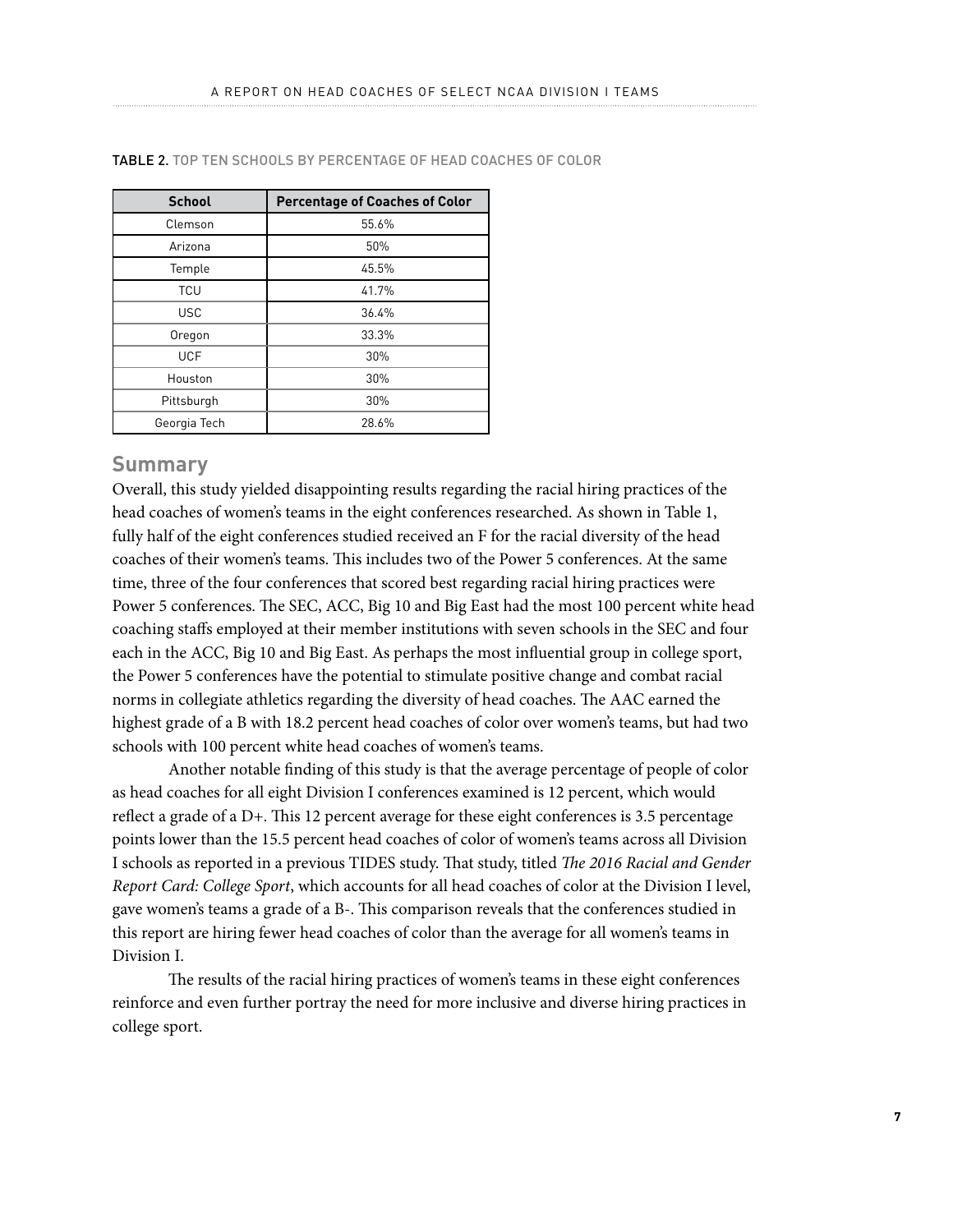TABLE 2. TOP TEN SCHOOLS BY PERCENTAGE OF HEAD COACHES OF COLOR

| School | Percentage of Coaches of Color |
|---|---|
| Clemson | 55.6% |
| Arizona | 50% |
| Temple | 45.5% |
| TCU | 41.7% |
| USC | 36.4% |
| Oregon | 33.3% |
| UCF | 30% |
| Houston | 30% |
| Pittsburgh | 30% |
| Georgia Tech | 28.6% |

## Summary

Overall, this study yielded disappointing results regarding the racial hiring practices of the head coaches of women's teams in the eight conferences researched. As shown in Table 1, fully half of the eight conferences studied received an F for the racial diversity of the head coaches of their women's teams. This includes two of the Power 5 conferences. At the same time, three of the four conferences that scored best regarding racial hiring practices were Power 5 conferences. The SEC, ACC, Big 10 and Big East had the most 100 percent white head coaching staffs employed at their member institutions with seven schools in the SEC and four each in the ACC, Big 10 and Big East. As perhaps the most influential group in college sport, the Power 5 conferences have the potential to stimulate positive change and combat racial norms in collegiate athletics regarding the diversity of head coaches. The AAC earned the highest grade of a B with 18.2 percent head coaches of color over women's teams, but had two schools with 100 percent white head coaches of women's teams.

Another notable finding of this study is that the average percentage of people of color as head coaches for all eight Division I conferences examined is 12 percent, which would reflect a grade of a D+. This 12 percent average for these eight conferences is 3.5 percentage points lower than the 15.5 percent head coaches of color of women's teams across all Division I schools as reported in a previous TIDES study. That study, titled *The 2016 Racial and Gender Report Card: College Sport*, which accounts for all head coaches of color at the Division I level, gave women's teams a grade of a B-. This comparison reveals that the conferences studied in this report are hiring fewer head coaches of color than the average for all women's teams in Division I.

The results of the racial hiring practices of women's teams in these eight conferences reinforce and even further portray the need for more inclusive and diverse hiring practices in college sport.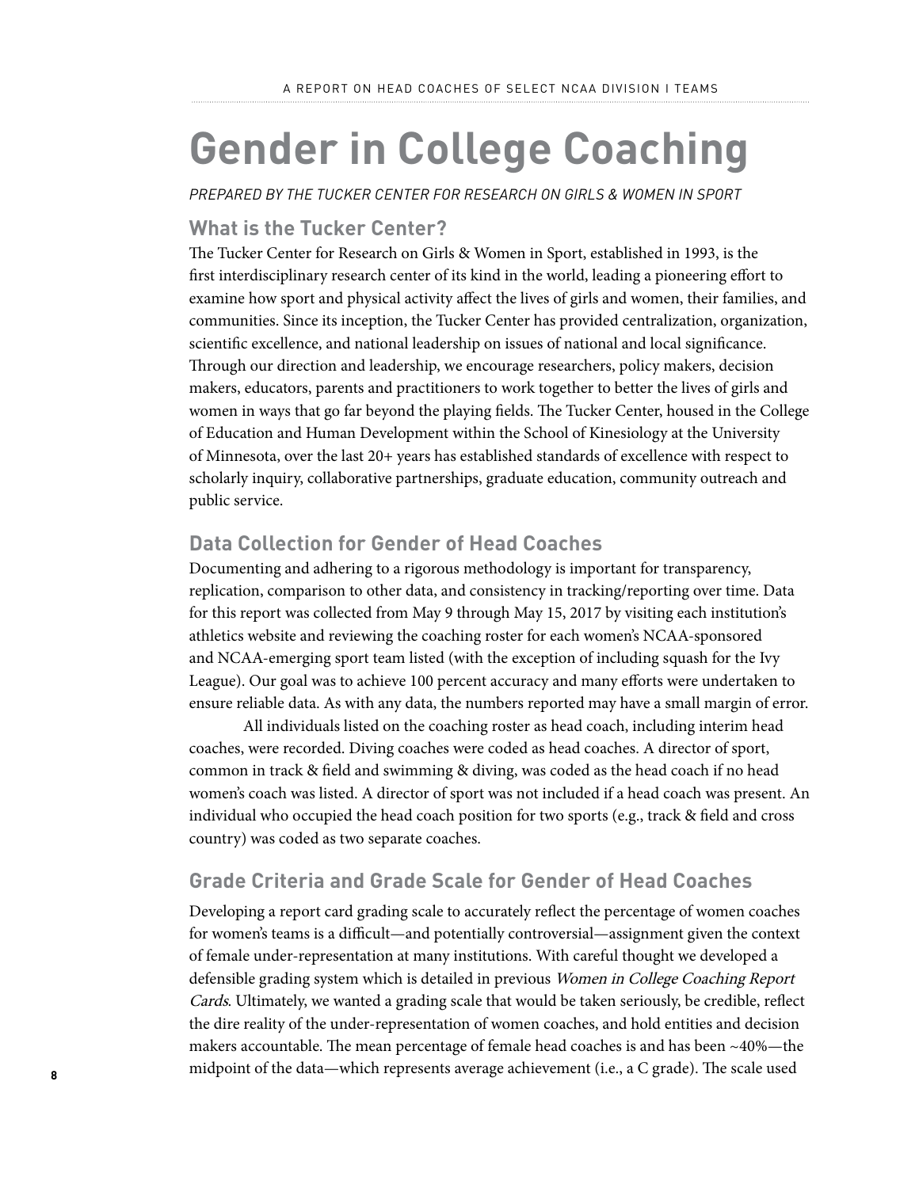# Gender in College Coaching

*PREPARED BY THE TUCKER CENTER FOR RESEARCH ON GIRLS & WOMEN IN SPORT*

## What is the Tucker Center?

The Tucker Center for Research on Girls & Women in Sport, established in 1993, is the first interdisciplinary research center of its kind in the world, leading a pioneering effort to examine how sport and physical activity affect the lives of girls and women, their families, and communities. Since its inception, the Tucker Center has provided centralization, organization, scientific excellence, and national leadership on issues of national and local significance. Through our direction and leadership, we encourage researchers, policy makers, decision makers, educators, parents and practitioners to work together to better the lives of girls and women in ways that go far beyond the playing fields. The Tucker Center, housed in the College of Education and Human Development within the School of Kinesiology at the University of Minnesota, over the last 20+ years has established standards of excellence with respect to scholarly inquiry, collaborative partnerships, graduate education, community outreach and public service.

## Data Collection for Gender of Head Coaches

Documenting and adhering to a rigorous methodology is important for transparency, replication, comparison to other data, and consistency in tracking/reporting over time. Data for this report was collected from May 9 through May 15, 2017 by visiting each institution's athletics website and reviewing the coaching roster for each women's NCAA-sponsored and NCAA-emerging sport team listed (with the exception of including squash for the Ivy League). Our goal was to achieve 100 percent accuracy and many efforts were undertaken to ensure reliable data. As with any data, the numbers reported may have a small margin of error.

All individuals listed on the coaching roster as head coach, including interim head coaches, were recorded. Diving coaches were coded as head coaches. A director of sport, common in track & field and swimming & diving, was coded as the head coach if no head women's coach was listed. A director of sport was not included if a head coach was present. An individual who occupied the head coach position for two sports (e.g., track & field and cross country) was coded as two separate coaches.

## Grade Criteria and Grade Scale for Gender of Head Coaches

Developing a report card grading scale to accurately reflect the percentage of women coaches for women's teams is a difficult—and potentially controversial—assignment given the context of female under-representation at many institutions. With careful thought we developed a defensible grading system which is detailed in previous *Women in College Coaching Report Cards*. Ultimately, we wanted a grading scale that would be taken seriously, be credible, reflect the dire reality of the under-representation of women coaches, and hold entities and decision makers accountable. The mean percentage of female head coaches is and has been ~40%—the midpoint of the data—which represents average achievement (i.e., a C grade). The scale used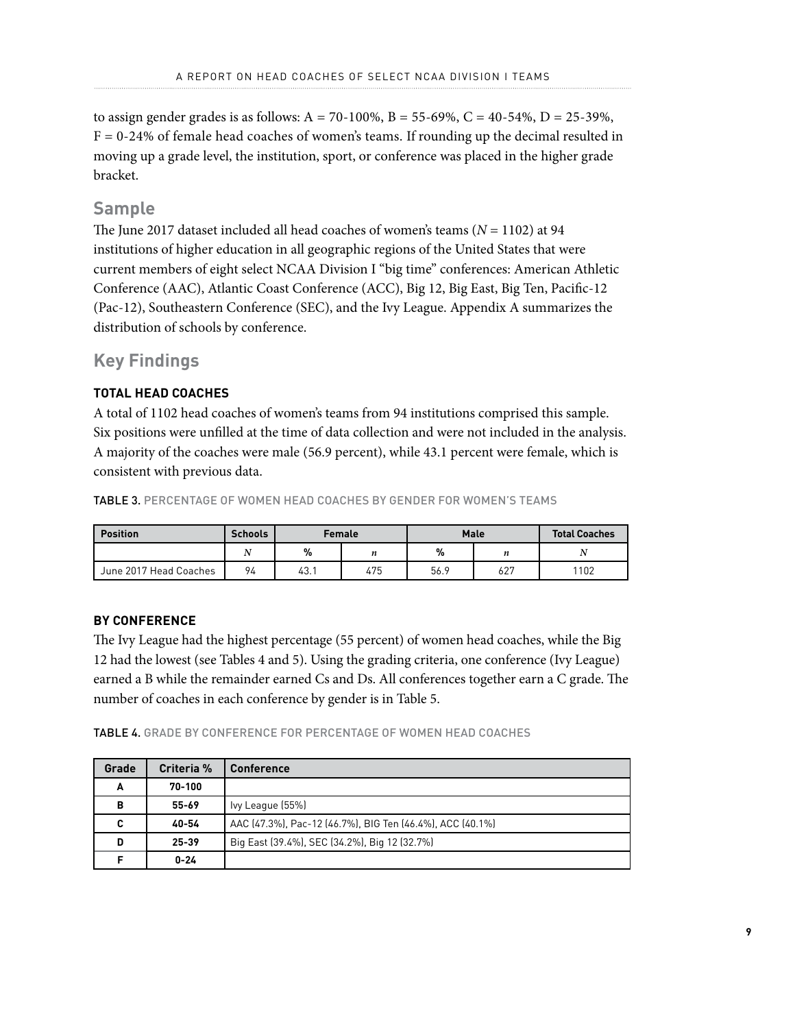to assign gender grades is as follows: A = 70-100%, B = 55-69%, C = 40-54%, D = 25-39%, F = 0-24% of female head coaches of women's teams. If rounding up the decimal resulted in moving up a grade level, the institution, sport, or conference was placed in the higher grade bracket.

## Sample

The June 2017 dataset included all head coaches of women's teams (*N* = 1102) at 94 institutions of higher education in all geographic regions of the United States that were current members of eight select NCAA Division I "big time" conferences: American Athletic Conference (AAC), Atlantic Coast Conference (ACC), Big 12, Big East, Big Ten, Pacific-12 (Pac-12), Southeastern Conference (SEC), and the Ivy League. Appendix A summarizes the distribution of schools by conference.

## Key Findings

### TOTAL HEAD COACHES

A total of 1102 head coaches of women's teams from 94 institutions comprised this sample. Six positions were unfilled at the time of data collection and were not included in the analysis. A majority of the coaches were male (56.9 percent), while 43.1 percent were female, which is consistent with previous data.

TABLE 3. PERCENTAGE OF WOMEN HEAD COACHES BY GENDER FOR WOMEN'S TEAMS

| Position | Schools | Female | | Male | | Total Coaches |
|---|---|---|---|---|---|---|
| | *N* | % | *n* | % | *n* | *N* |
| June 2017 Head Coaches | 94 | 43.1 | 475 | 56.9 | 627 | 1102 |

### BY CONFERENCE

The Ivy League had the highest percentage (55 percent) of women head coaches, while the Big 12 had the lowest (see Tables 4 and 5). Using the grading criteria, one conference (Ivy League) earned a B while the remainder earned Cs and Ds. All conferences together earn a C grade. The number of coaches in each conference by gender is in Table 5.

TABLE 4. GRADE BY CONFERENCE FOR PERCENTAGE OF WOMEN HEAD COACHES

| Grade | Criteria % | Conference |
|---|---|---|
| A | 70-100 | |
| B | 55-69 | Ivy League (55%) |
| C | 40-54 | AAC (47.3%), Pac-12 (46.7%), BIG Ten (46.4%), ACC (40.1%) |
| D | 25-39 | Big East (39.4%), SEC (34.2%), Big 12 (32.7%) |
| F | 0-24 | |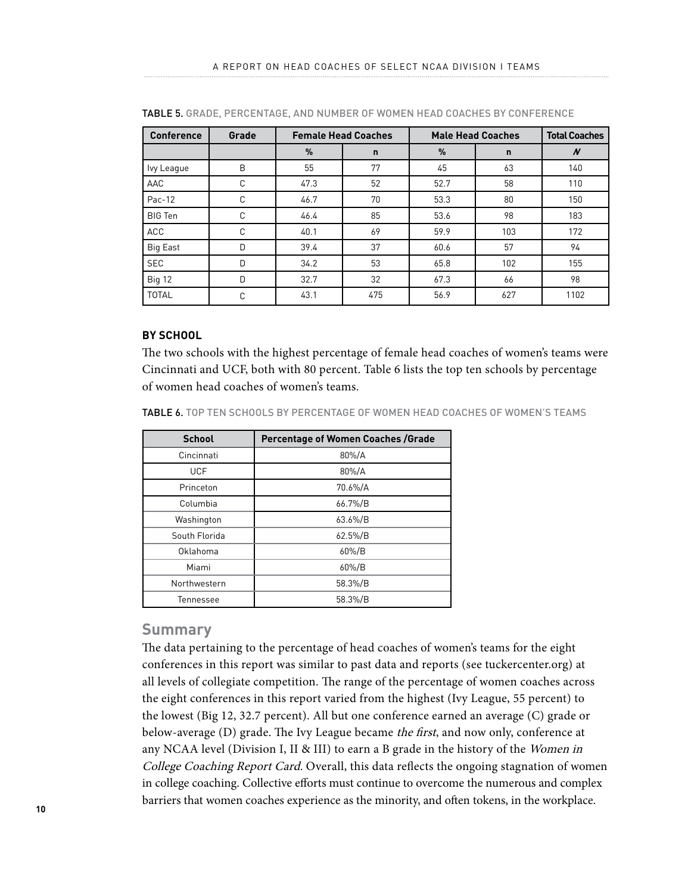**TABLE 5.** GRADE, PERCENTAGE, AND NUMBER OF WOMEN HEAD COACHES BY CONFERENCE

| Conference | Grade | Female Head Coaches | | Male Head Coaches | | Total Coaches |
|---|---|---|---|---|---|---|
| | | % | n | % | n | *N* |
| Ivy League | B | 55 | 77 | 45 | 63 | 140 |
| AAC | C | 47.3 | 52 | 52.7 | 58 | 110 |
| Pac-12 | C | 46.7 | 70 | 53.3 | 80 | 150 |
| BIG Ten | C | 46.4 | 85 | 53.6 | 98 | 183 |
| ACC | C | 40.1 | 69 | 59.9 | 103 | 172 |
| Big East | D | 39.4 | 37 | 60.6 | 57 | 94 |
| SEC | D | 34.2 | 53 | 65.8 | 102 | 155 |
| Big 12 | D | 32.7 | 32 | 67.3 | 66 | 98 |
| TOTAL | C | 43.1 | 475 | 56.9 | 627 | 1102 |

### BY SCHOOL

The two schools with the highest percentage of female head coaches of women's teams were Cincinnati and UCF, both with 80 percent. Table 6 lists the top ten schools by percentage of women head coaches of women's teams.

**TABLE 6.** TOP TEN SCHOOLS BY PERCENTAGE OF WOMEN HEAD COACHES OF WOMEN'S TEAMS

| School | Percentage of Women Coaches /Grade |
|---|---|
| Cincinnati | 80%/A |
| UCF | 80%/A |
| Princeton | 70.6%/A |
| Columbia | 66.7%/B |
| Washington | 63.6%/B |
| South Florida | 62.5%/B |
| Oklahoma | 60%/B |
| Miami | 60%/B |
| Northwestern | 58.3%/B |
| Tennessee | 58.3%/B |

## Summary

The data pertaining to the percentage of head coaches of women's teams for the eight conferences in this report was similar to past data and reports (see tuckercenter.org) at all levels of collegiate competition. The range of the percentage of women coaches across the eight conferences in this report varied from the highest (Ivy League, 55 percent) to the lowest (Big 12, 32.7 percent). All but one conference earned an average (C) grade or below-average (D) grade. The Ivy League became *the first*, and now only, conference at any NCAA level (Division I, II & III) to earn a B grade in the history of the *Women in College Coaching Report Card*. Overall, this data reflects the ongoing stagnation of women in college coaching. Collective efforts must continue to overcome the numerous and complex barriers that women coaches experience as the minority, and often tokens, in the workplace.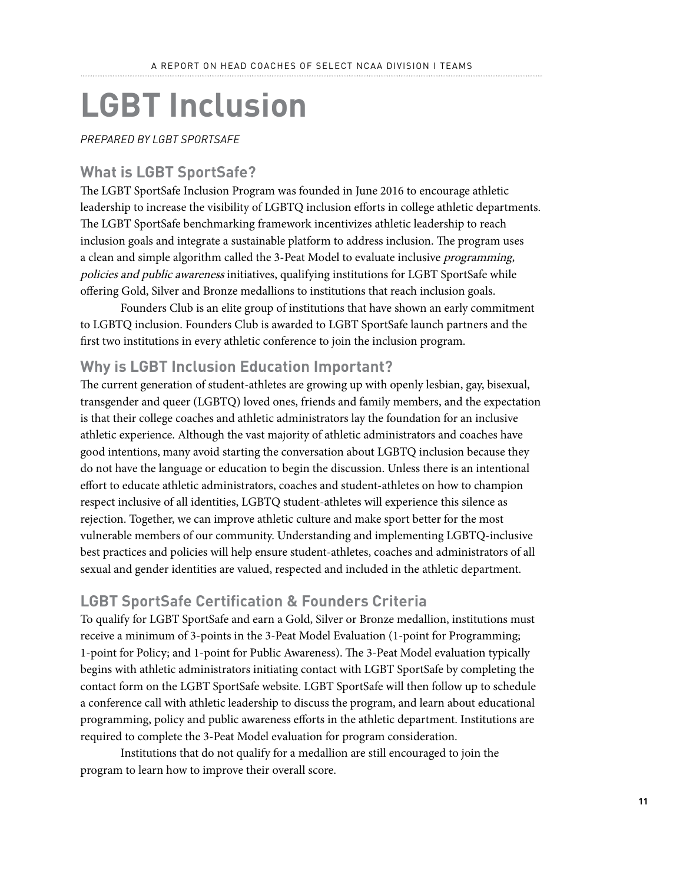# LGBT Inclusion

*PREPARED BY LGBT SPORTSAFE*

## What is LGBT SportSafe?

The LGBT SportSafe Inclusion Program was founded in June 2016 to encourage athletic leadership to increase the visibility of LGBTQ inclusion efforts in college athletic departments. The LGBT SportSafe benchmarking framework incentivizes athletic leadership to reach inclusion goals and integrate a sustainable platform to address inclusion. The program uses a clean and simple algorithm called the 3-Peat Model to evaluate inclusive *programming, policies and public awareness* initiatives, qualifying institutions for LGBT SportSafe while offering Gold, Silver and Bronze medallions to institutions that reach inclusion goals.

Founders Club is an elite group of institutions that have shown an early commitment to LGBTQ inclusion. Founders Club is awarded to LGBT SportSafe launch partners and the first two institutions in every athletic conference to join the inclusion program.

## Why is LGBT Inclusion Education Important?

The current generation of student-athletes are growing up with openly lesbian, gay, bisexual, transgender and queer (LGBTQ) loved ones, friends and family members, and the expectation is that their college coaches and athletic administrators lay the foundation for an inclusive athletic experience. Although the vast majority of athletic administrators and coaches have good intentions, many avoid starting the conversation about LGBTQ inclusion because they do not have the language or education to begin the discussion. Unless there is an intentional effort to educate athletic administrators, coaches and student-athletes on how to champion respect inclusive of all identities, LGBTQ student-athletes will experience this silence as rejection. Together, we can improve athletic culture and make sport better for the most vulnerable members of our community. Understanding and implementing LGBTQ-inclusive best practices and policies will help ensure student-athletes, coaches and administrators of all sexual and gender identities are valued, respected and included in the athletic department.

## LGBT SportSafe Certification & Founders Criteria

To qualify for LGBT SportSafe and earn a Gold, Silver or Bronze medallion, institutions must receive a minimum of 3-points in the 3-Peat Model Evaluation (1-point for Programming; 1-point for Policy; and 1-point for Public Awareness). The 3-Peat Model evaluation typically begins with athletic administrators initiating contact with LGBT SportSafe by completing the contact form on the LGBT SportSafe website. LGBT SportSafe will then follow up to schedule a conference call with athletic leadership to discuss the program, and learn about educational programming, policy and public awareness efforts in the athletic department. Institutions are required to complete the 3-Peat Model evaluation for program consideration.

Institutions that do not qualify for a medallion are still encouraged to join the program to learn how to improve their overall score.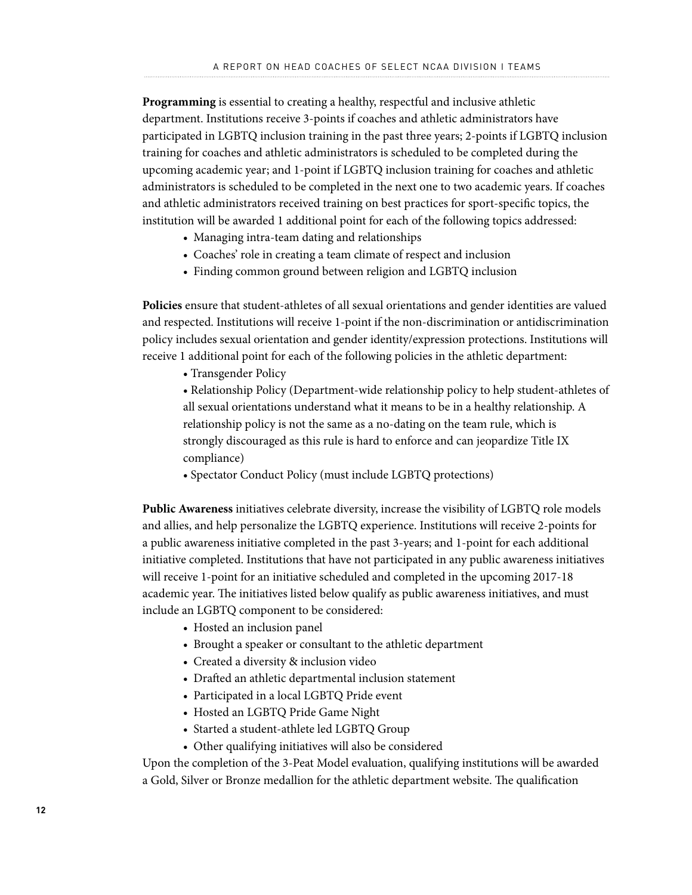**Programming** is essential to creating a healthy, respectful and inclusive athletic department. Institutions receive 3-points if coaches and athletic administrators have participated in LGBTQ inclusion training in the past three years; 2-points if LGBTQ inclusion training for coaches and athletic administrators is scheduled to be completed during the upcoming academic year; and 1-point if LGBTQ inclusion training for coaches and athletic administrators is scheduled to be completed in the next one to two academic years. If coaches and athletic administrators received training on best practices for sport-specific topics, the institution will be awarded 1 additional point for each of the following topics addressed:

- Managing intra-team dating and relationships
- Coaches' role in creating a team climate of respect and inclusion
- Finding common ground between religion and LGBTQ inclusion

**Policies** ensure that student-athletes of all sexual orientations and gender identities are valued and respected. Institutions will receive 1-point if the non-discrimination or antidiscrimination policy includes sexual orientation and gender identity/expression protections. Institutions will receive 1 additional point for each of the following policies in the athletic department:

- Transgender Policy
- Relationship Policy (Department-wide relationship policy to help student-athletes of all sexual orientations understand what it means to be in a healthy relationship. A relationship policy is not the same as a no-dating on the team rule, which is strongly discouraged as this rule is hard to enforce and can jeopardize Title IX compliance)
- Spectator Conduct Policy (must include LGBTQ protections)

**Public Awareness** initiatives celebrate diversity, increase the visibility of LGBTQ role models and allies, and help personalize the LGBTQ experience. Institutions will receive 2-points for a public awareness initiative completed in the past 3-years; and 1-point for each additional initiative completed. Institutions that have not participated in any public awareness initiatives will receive 1-point for an initiative scheduled and completed in the upcoming 2017-18 academic year. The initiatives listed below qualify as public awareness initiatives, and must include an LGBTQ component to be considered:

- Hosted an inclusion panel
- Brought a speaker or consultant to the athletic department
- Created a diversity & inclusion video
- Drafted an athletic departmental inclusion statement
- Participated in a local LGBTQ Pride event
- Hosted an LGBTQ Pride Game Night
- Started a student-athlete led LGBTQ Group
- Other qualifying initiatives will also be considered

Upon the completion of the 3-Peat Model evaluation, qualifying institutions will be awarded a Gold, Silver or Bronze medallion for the athletic department website. The qualification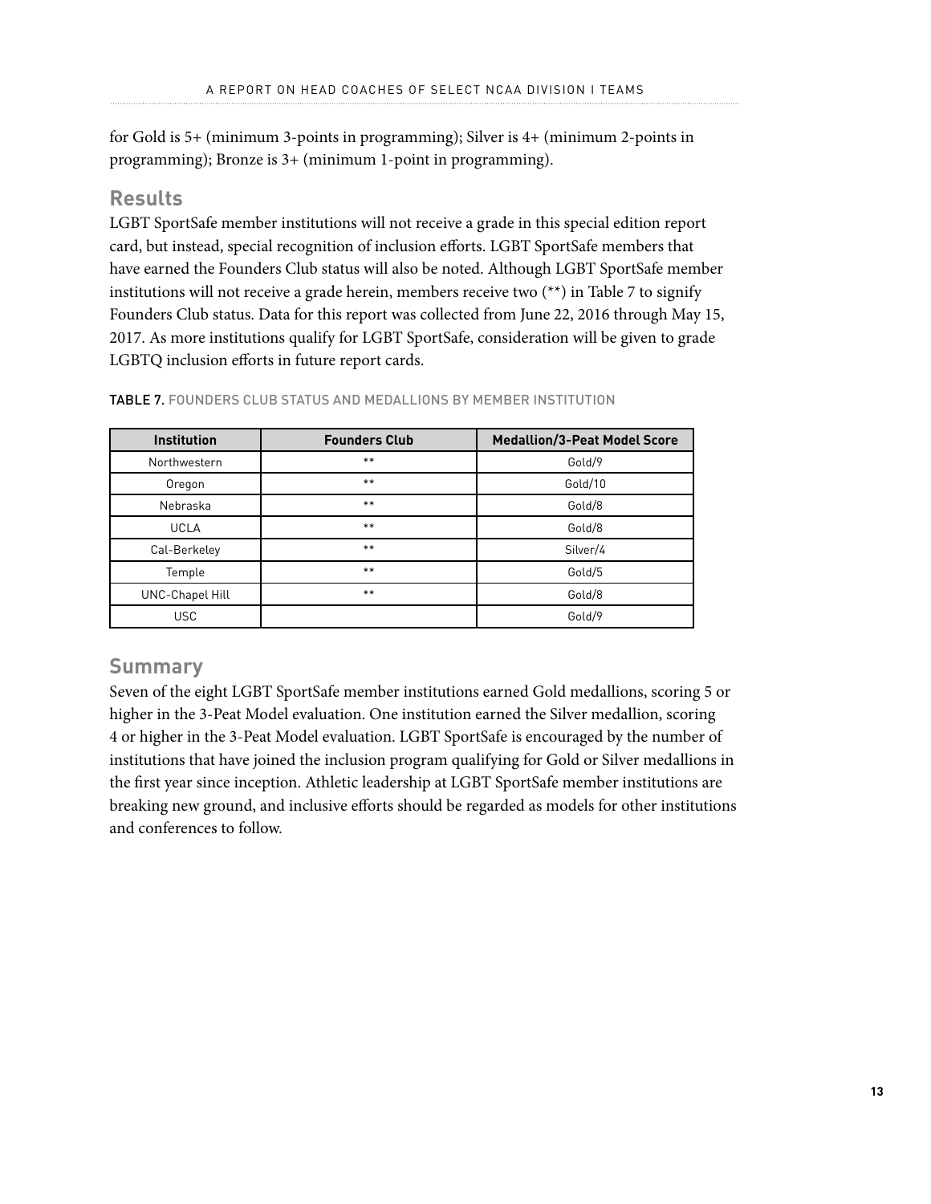for Gold is 5+ (minimum 3-points in programming); Silver is 4+ (minimum 2-points in programming); Bronze is 3+ (minimum 1-point in programming).

## Results

LGBT SportSafe member institutions will not receive a grade in this special edition report card, but instead, special recognition of inclusion efforts. LGBT SportSafe members that have earned the Founders Club status will also be noted. Although LGBT SportSafe member institutions will not receive a grade herein, members receive two (**) in Table 7 to signify Founders Club status. Data for this report was collected from June 22, 2016 through May 15, 2017. As more institutions qualify for LGBT SportSafe, consideration will be given to grade LGBTQ inclusion efforts in future report cards.

TABLE 7. FOUNDERS CLUB STATUS AND MEDALLIONS BY MEMBER INSTITUTION

| Institution | Founders Club | Medallion/3-Peat Model Score |
|---|---|---|
| Northwestern | ** | Gold/9 |
| Oregon | ** | Gold/10 |
| Nebraska | ** | Gold/8 |
| UCLA | ** | Gold/8 |
| Cal-Berkeley | ** | Silver/4 |
| Temple | ** | Gold/5 |
| UNC-Chapel Hill | ** | Gold/8 |
| USC | | Gold/9 |

## Summary

Seven of the eight LGBT SportSafe member institutions earned Gold medallions, scoring 5 or higher in the 3-Peat Model evaluation. One institution earned the Silver medallion, scoring 4 or higher in the 3-Peat Model evaluation. LGBT SportSafe is encouraged by the number of institutions that have joined the inclusion program qualifying for Gold or Silver medallions in the first year since inception. Athletic leadership at LGBT SportSafe member institutions are breaking new ground, and inclusive efforts should be regarded as models for other institutions and conferences to follow.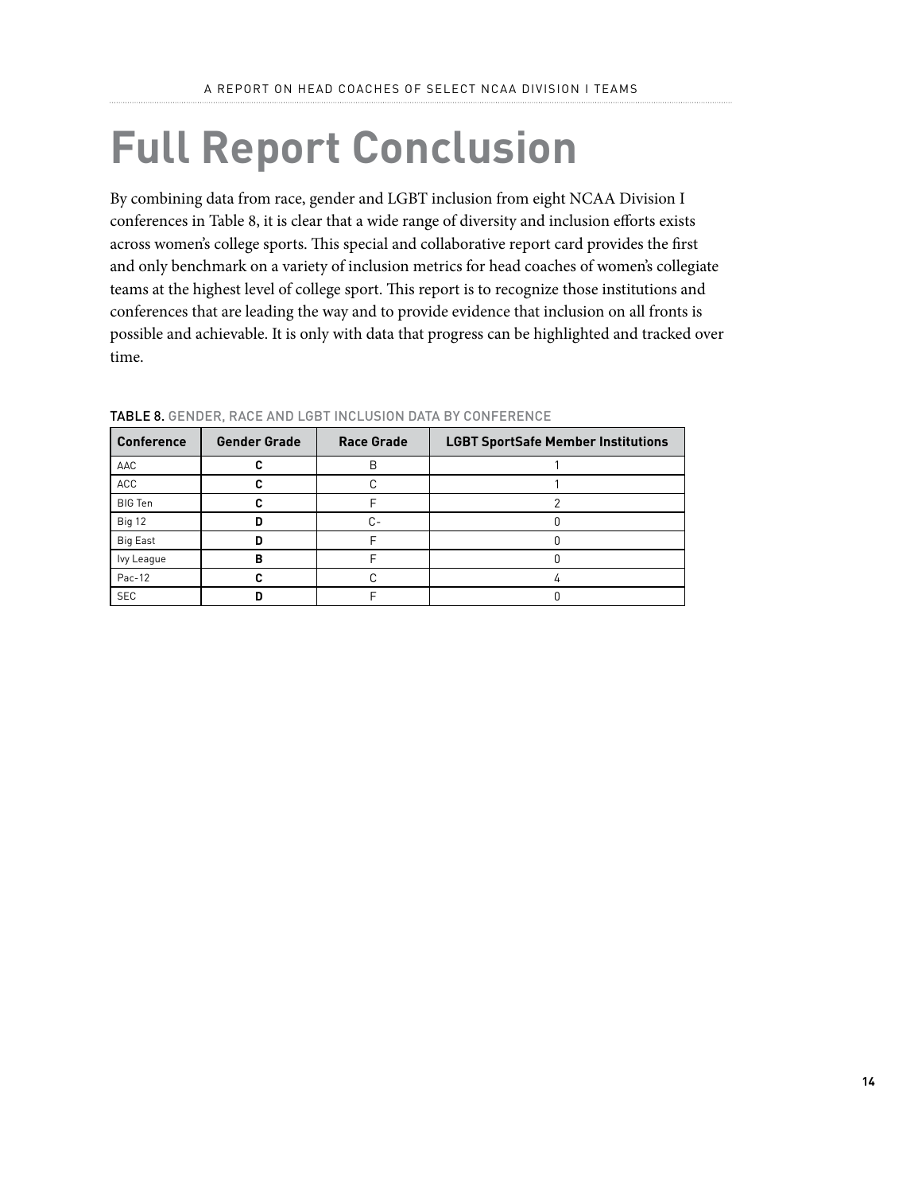# Full Report Conclusion

By combining data from race, gender and LGBT inclusion from eight NCAA Division I conferences in Table 8, it is clear that a wide range of diversity and inclusion efforts exists across women's college sports. This special and collaborative report card provides the first and only benchmark on a variety of inclusion metrics for head coaches of women's collegiate teams at the highest level of college sport. This report is to recognize those institutions and conferences that are leading the way and to provide evidence that inclusion on all fronts is possible and achievable. It is only with data that progress can be highlighted and tracked over time.

TABLE 8. GENDER, RACE AND LGBT INCLUSION DATA BY CONFERENCE

| Conference | Gender Grade | Race Grade | LGBT SportSafe Member Institutions |
|---|---|---|---|
| AAC | **C** | B | 1 |
| ACC | **C** | C | 1 |
| BIG Ten | **C** | F | 2 |
| Big 12 | **D** | C- | 0 |
| Big East | **D** | F | 0 |
| Ivy League | **B** | F | 0 |
| Pac-12 | **C** | C | 4 |
| SEC | **D** | F | 0 |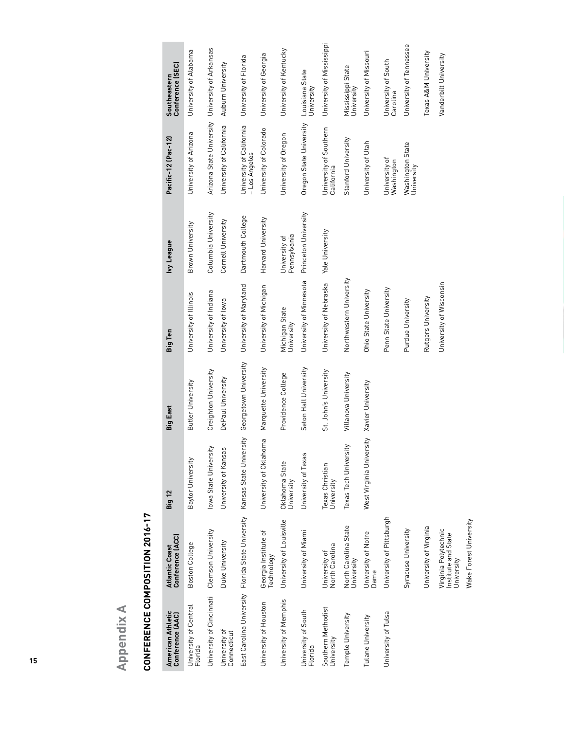# Appendix A

## CONFERENCE COMPOSITION 2016-17

| American Athletic Conference (AAC) | Atlantic Coast Conference (ACC) | Big 12 | Big East | Big Ten | Ivy League | Pacific-12 (Pac-12) | Southeastern Conference (SEC) |
|---|---|---|---|---|---|---|---|
| University of Central Florida | Boston College | Baylor University | Butler University | University of Illinois | Brown University | University of Arizona | University of Alabama |
| University of Cincinnati | Clemson University | Iowa State University | Creighton University | University of Indiana | Columbia University | Arizona State University | University of Arkansas |
| University of Connecticut | Duke University | University of Kansas | DePaul University | University of Iowa | Cornell University | University of California | Auburn University |
| East Carolina University | Florida State University | Kansas State University | Georgetown University | University of Maryland | Dartmouth College | University of California – Los Angeles | University of Florida |
| University of Houston | Georgia Institute of Technology | University of Oklahoma | Marquette University | University of Michigan | Harvard University | University of Colorado | University of Georgia |
| University of Memphis | University of Louisville | Oklahoma State University | Providence College | Michigan State University | University of Pennsylvania | University of Oregon | University of Kentucky |
| University of South Florida | University of Miami | University of Texas | Seton Hall University | University of Minnesota | Princeton University | Oregon State University | Louisiana State University |
| Southern Methodist University | University of North Carolina | Texas Christian University | St. John's University | University of Nebraska | Yale University | University of Southern California | University of Mississippi |
| Temple University | North Carolina State University | Texas Tech University | Villanova University | Northwestern University | | Stanford University | Mississippi State University |
| Tulane University | University of Notre Dame | West Virginia University | Xavier University | Ohio State University | | University of Utah | University of Missouri |
| University of Tulsa | University of Pittsburgh | | | Penn State University | | University of Washington | University of South Carolina |
| | Syracuse University | | | Purdue University | | Washington State University | University of Tennessee |
| | University of Virginia | | | Rutgers University | | | Texas A&M University |
| | Virginia Polytechnic Institute and State University | | | University of Wisconsin | | | Vanderbilt University |
| | Wake Forest University | | | | | | |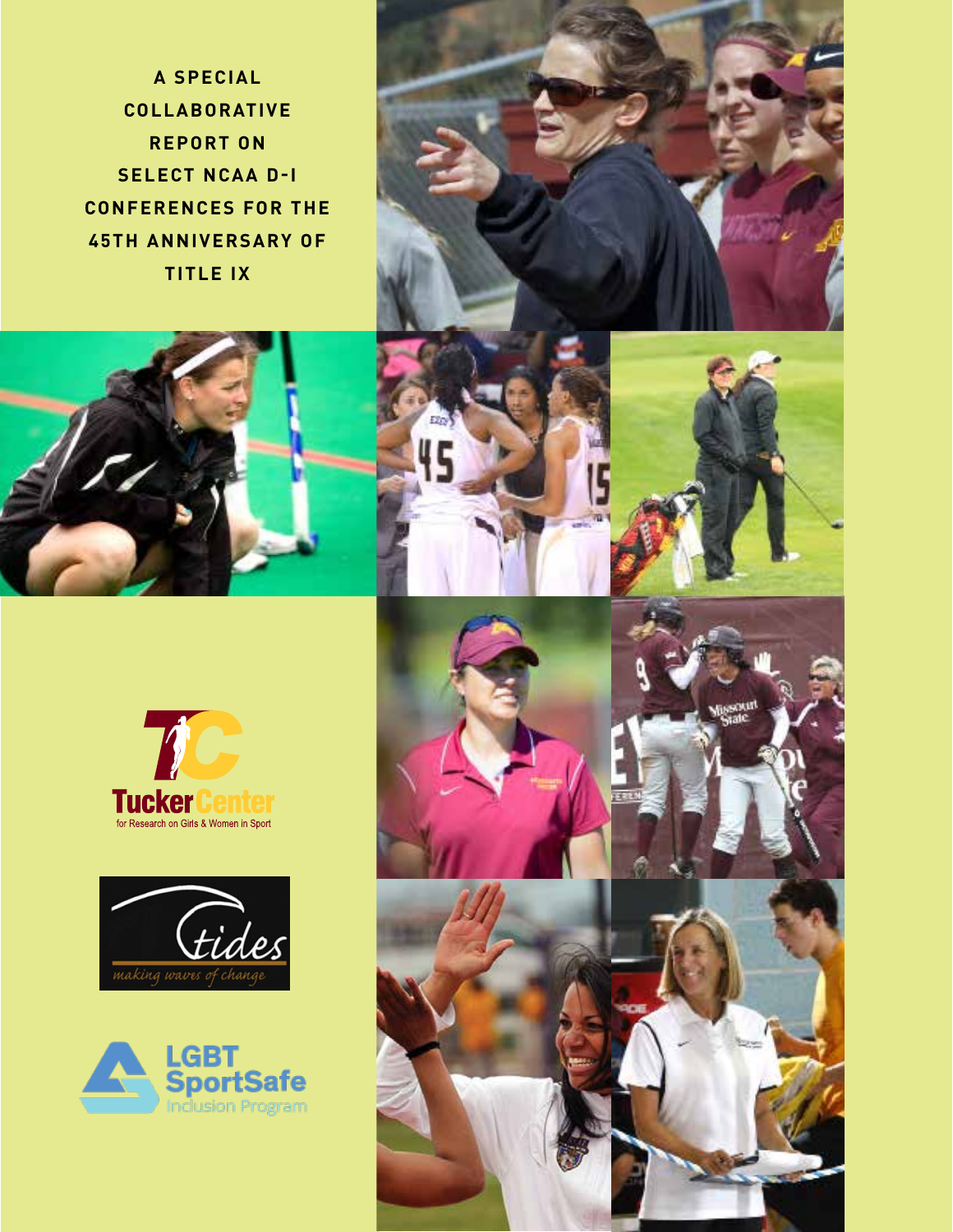A SPECIAL COLLABORATIVE REPORT ON SELECT NCAA D-I CONFERENCES FOR THE 45TH ANNIVERSARY OF TITLE IX

Tucker Center for Research on Girls & Women in Sport

tides making waves of change

LGBT SportSafe Inclusion Program